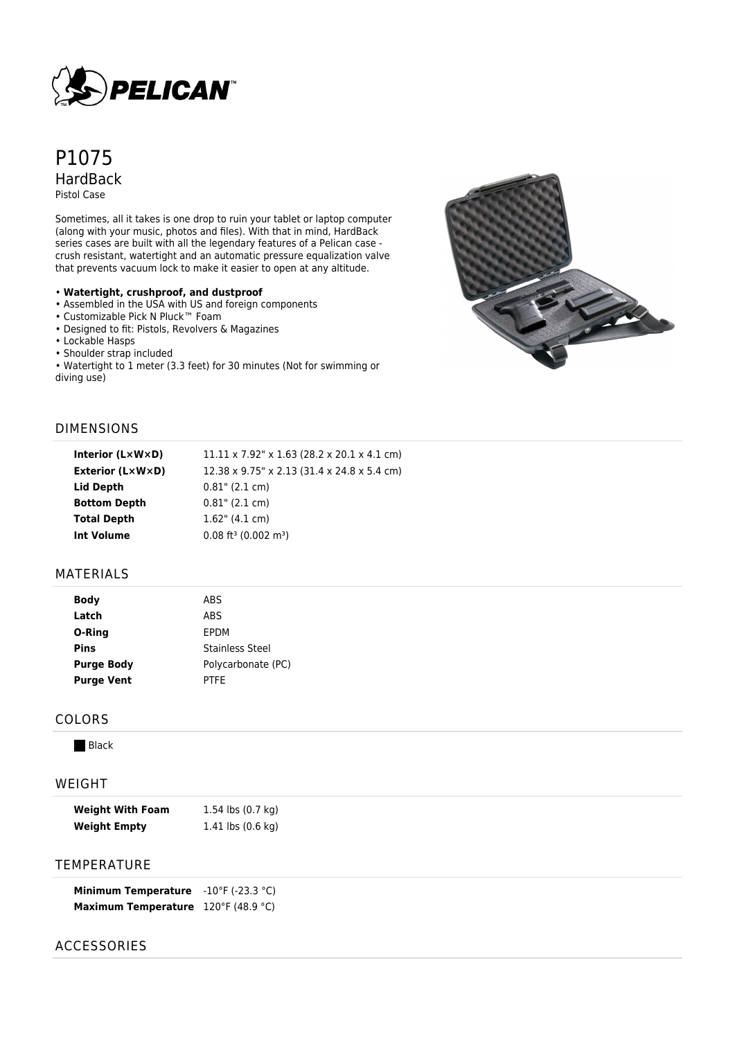# P1075

## HardBack

Pistol Case

Sometimes, all it takes is one drop to ruin your tablet or laptop computer (along with your music, photos and files). With that in mind, HardBack series cases are built with all the legendary features of a Pelican case - crush resistant, watertight and an automatic pressure equalization valve that prevents vacuum lock to make it easier to open at any altitude.

- **Watertight, crushproof, and dustproof**
- Assembled in the USA with US and foreign components
- Customizable Pick N Pluck™ Foam
- Designed to fit: Pistols, Revolvers & Magazines
- Lockable Hasps
- Shoulder strap included
- Watertight to 1 meter (3.3 feet) for 30 minutes (Not for swimming or diving use)

## DIMENSIONS

| | |
|---|---|
| **Interior (L×W×D)** | 11.11 x 7.92" x 1.63 (28.2 x 20.1 x 4.1 cm) |
| **Exterior (L×W×D)** | 12.38 x 9.75" x 2.13 (31.4 x 24.8 x 5.4 cm) |
| **Lid Depth** | 0.81" (2.1 cm) |
| **Bottom Depth** | 0.81" (2.1 cm) |
| **Total Depth** | 1.62" (4.1 cm) |
| **Int Volume** | 0.08 ft³ (0.002 m³) |

## MATERIALS

| | |
|---|---|
| **Body** | ABS |
| **Latch** | ABS |
| **O-Ring** | EPDM |
| **Pins** | Stainless Steel |
| **Purge Body** | Polycarbonate (PC) |
| **Purge Vent** | PTFE |

## COLORS

Black

## WEIGHT

| | |
|---|---|
| **Weight With Foam** | 1.54 lbs (0.7 kg) |
| **Weight Empty** | 1.41 lbs (0.6 kg) |

## TEMPERATURE

| | |
|---|---|
| **Minimum Temperature** | -10°F (-23.3 °C) |
| **Maximum Temperature** | 120°F (48.9 °C) |

## ACCESSORIES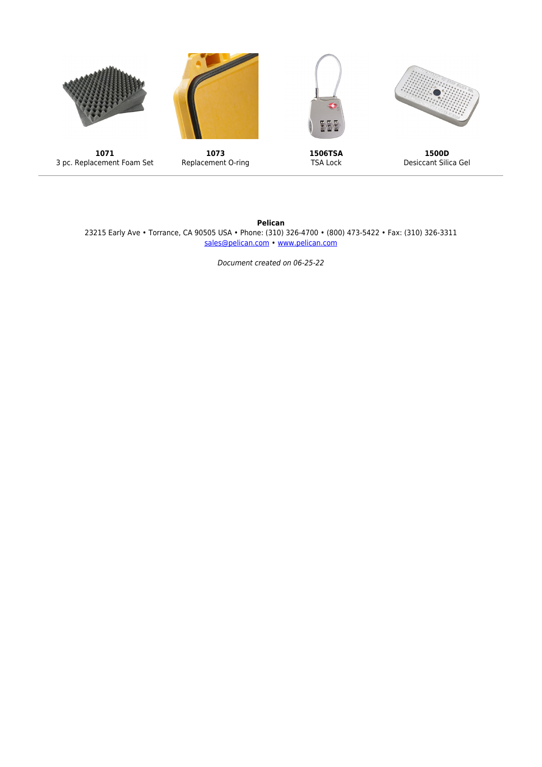| | | | |
|---|---|---|---|
| **1071**<br>3 pc. Replacement Foam Set | **1073**<br>Replacement O-ring | **1506TSA**<br>TSA Lock | **1500D**<br>Desiccant Silica Gel |

---

**Pelican**
23215 Early Ave • Torrance, CA 90505 USA • Phone: (310) 326-4700 • (800) 473-5422 • Fax: (310) 326-3311
sales@pelican.com • www.pelican.com

*Document created on 06-25-22*